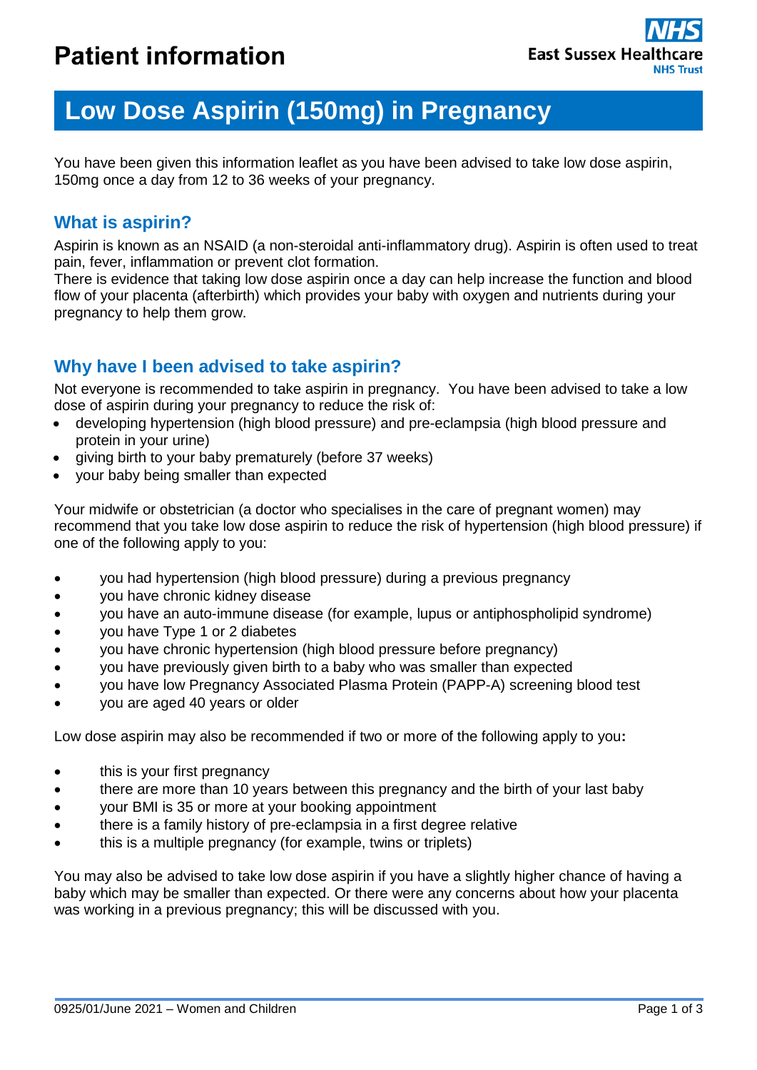Patient information

East Sussex Healthcare NHS Trust

# Low Dose Aspirin (150mg) in Pregnancy

You have been given this information leaflet as you have been advised to take low dose aspirin, 150mg once a day from 12 to 36 weeks of your pregnancy.

## What is aspirin?

Aspirin is known as an NSAID (a non-steroidal anti-inflammatory drug). Aspirin is often used to treat pain, fever, inflammation or prevent clot formation.
There is evidence that taking low dose aspirin once a day can help increase the function and blood flow of your placenta (afterbirth) which provides your baby with oxygen and nutrients during your pregnancy to help them grow.

## Why have I been advised to take aspirin?

Not everyone is recommended to take aspirin in pregnancy. You have been advised to take a low dose of aspirin during your pregnancy to reduce the risk of:

- developing hypertension (high blood pressure) and pre-eclampsia (high blood pressure and protein in your urine)
- giving birth to your baby prematurely (before 37 weeks)
- your baby being smaller than expected

Your midwife or obstetrician (a doctor who specialises in the care of pregnant women) may recommend that you take low dose aspirin to reduce the risk of hypertension (high blood pressure) if one of the following apply to you:

- you had hypertension (high blood pressure) during a previous pregnancy
- you have chronic kidney disease
- you have an auto-immune disease (for example, lupus or antiphospholipid syndrome)
- you have Type 1 or 2 diabetes
- you have chronic hypertension (high blood pressure before pregnancy)
- you have previously given birth to a baby who was smaller than expected
- you have low Pregnancy Associated Plasma Protein (PAPP-A) screening blood test
- you are aged 40 years or older

Low dose aspirin may also be recommended if two or more of the following apply to you**:**

- this is your first pregnancy
- there are more than 10 years between this pregnancy and the birth of your last baby
- your BMI is 35 or more at your booking appointment
- there is a family history of pre-eclampsia in a first degree relative
- this is a multiple pregnancy (for example, twins or triplets)

You may also be advised to take low dose aspirin if you have a slightly higher chance of having a baby which may be smaller than expected. Or there were any concerns about how your placenta was working in a previous pregnancy; this will be discussed with you.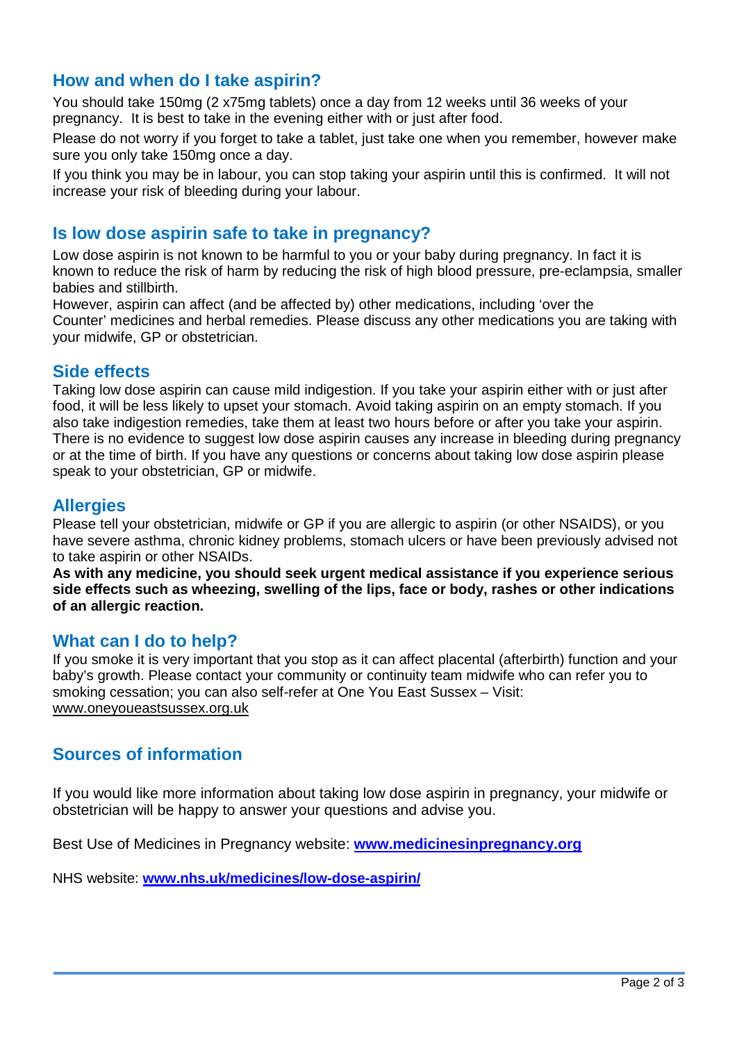## How and when do I take aspirin?

You should take 150mg (2 x75mg tablets) once a day from 12 weeks until 36 weeks of your pregnancy. It is best to take in the evening either with or just after food.

Please do not worry if you forget to take a tablet, just take one when you remember, however make sure you only take 150mg once a day.

If you think you may be in labour, you can stop taking your aspirin until this is confirmed. It will not increase your risk of bleeding during your labour.

## Is low dose aspirin safe to take in pregnancy?

Low dose aspirin is not known to be harmful to you or your baby during pregnancy. In fact it is known to reduce the risk of harm by reducing the risk of high blood pressure, pre-eclampsia, smaller babies and stillbirth.

However, aspirin can affect (and be affected by) other medications, including 'over the Counter' medicines and herbal remedies. Please discuss any other medications you are taking with your midwife, GP or obstetrician.

## Side effects

Taking low dose aspirin can cause mild indigestion. If you take your aspirin either with or just after food, it will be less likely to upset your stomach. Avoid taking aspirin on an empty stomach. If you also take indigestion remedies, take them at least two hours before or after you take your aspirin. There is no evidence to suggest low dose aspirin causes any increase in bleeding during pregnancy or at the time of birth. If you have any questions or concerns about taking low dose aspirin please speak to your obstetrician, GP or midwife.

## Allergies

Please tell your obstetrician, midwife or GP if you are allergic to aspirin (or other NSAIDS), or you have severe asthma, chronic kidney problems, stomach ulcers or have been previously advised not to take aspirin or other NSAIDs.

**As with any medicine, you should seek urgent medical assistance if you experience serious side effects such as wheezing, swelling of the lips, face or body, rashes or other indications of an allergic reaction.**

## What can I do to help?

If you smoke it is very important that you stop as it can affect placental (afterbirth) function and your baby's growth. Please contact your community or continuity team midwife who can refer you to smoking cessation; you can also self-refer at One You East Sussex – Visit: www.oneyoueastsussex.org.uk

## Sources of information

If you would like more information about taking low dose aspirin in pregnancy, your midwife or obstetrician will be happy to answer your questions and advise you.

Best Use of Medicines in Pregnancy website: **www.medicinesinpregnancy.org**

NHS website: **www.nhs.uk/medicines/low-dose-aspirin/**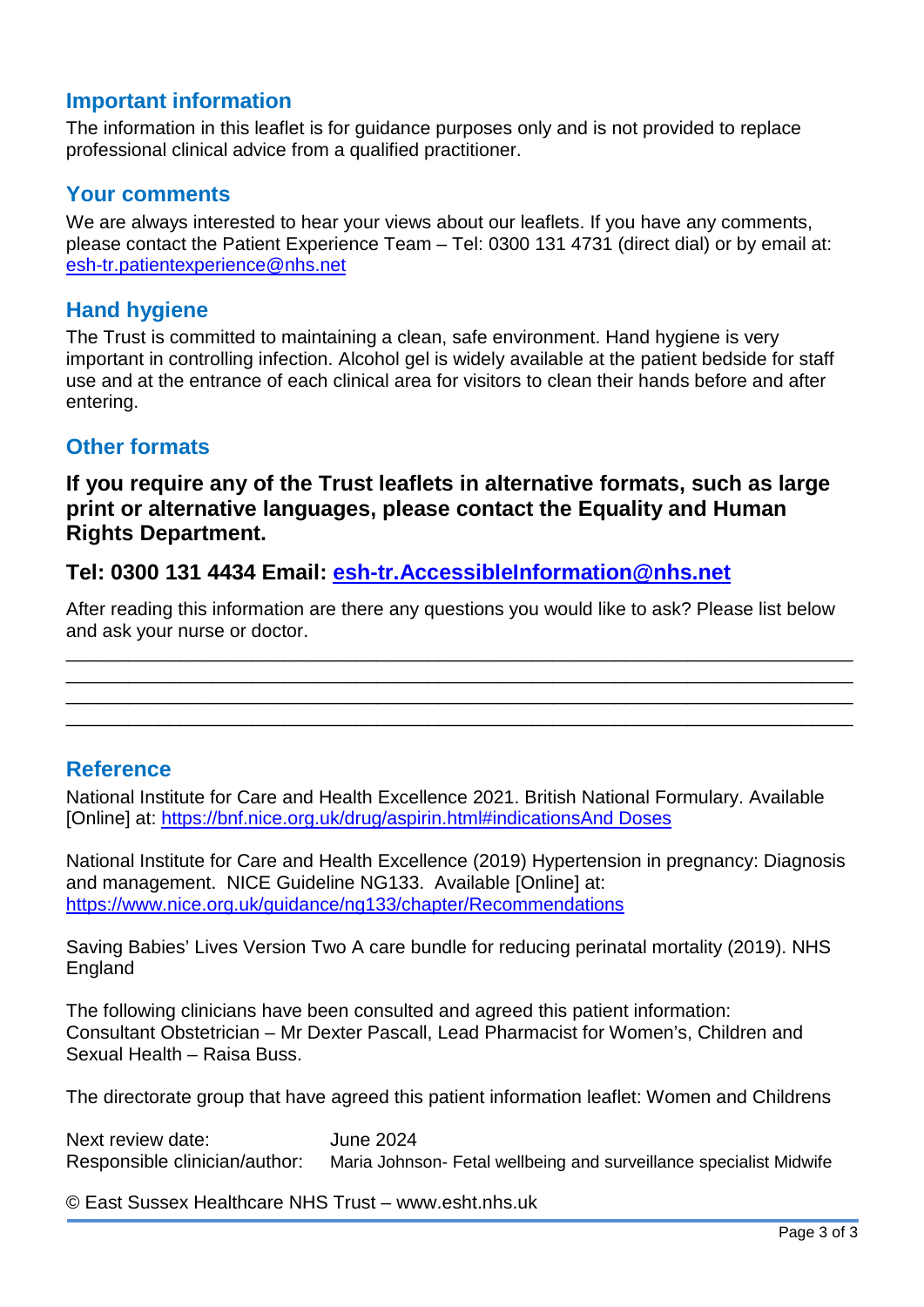## Important information

The information in this leaflet is for guidance purposes only and is not provided to replace professional clinical advice from a qualified practitioner.

## Your comments

We are always interested to hear your views about our leaflets. If you have any comments, please contact the Patient Experience Team – Tel: 0300 131 4731 (direct dial) or by email at: esh-tr.patientexperience@nhs.net

## Hand hygiene

The Trust is committed to maintaining a clean, safe environment. Hand hygiene is very important in controlling infection. Alcohol gel is widely available at the patient bedside for staff use and at the entrance of each clinical area for visitors to clean their hands before and after entering.

## Other formats

**If you require any of the Trust leaflets in alternative formats, such as large print or alternative languages, please contact the Equality and Human Rights Department.**

**Tel: 0300 131 4434 Email: esh-tr.AccessibleInformation@nhs.net**

After reading this information are there any questions you would like to ask? Please list below and ask your nurse or doctor.

______________________________________________________________________________
______________________________________________________________________________
______________________________________________________________________________
______________________________________________________________________________

## Reference

National Institute for Care and Health Excellence 2021. British National Formulary. Available [Online] at: https://bnf.nice.org.uk/drug/aspirin.html#indicationsAnd Doses

National Institute for Care and Health Excellence (2019) Hypertension in pregnancy: Diagnosis and management. NICE Guideline NG133. Available [Online] at: https://www.nice.org.uk/guidance/ng133/chapter/Recommendations

Saving Babies' Lives Version Two A care bundle for reducing perinatal mortality (2019). NHS England

The following clinicians have been consulted and agreed this patient information: Consultant Obstetrician – Mr Dexter Pascall, Lead Pharmacist for Women's, Children and Sexual Health – Raisa Buss.

The directorate group that have agreed this patient information leaflet: Women and Childrens

Next review date: June 2024
Responsible clinician/author: Maria Johnson- Fetal wellbeing and surveillance specialist Midwife

© East Sussex Healthcare NHS Trust – www.esht.nhs.uk